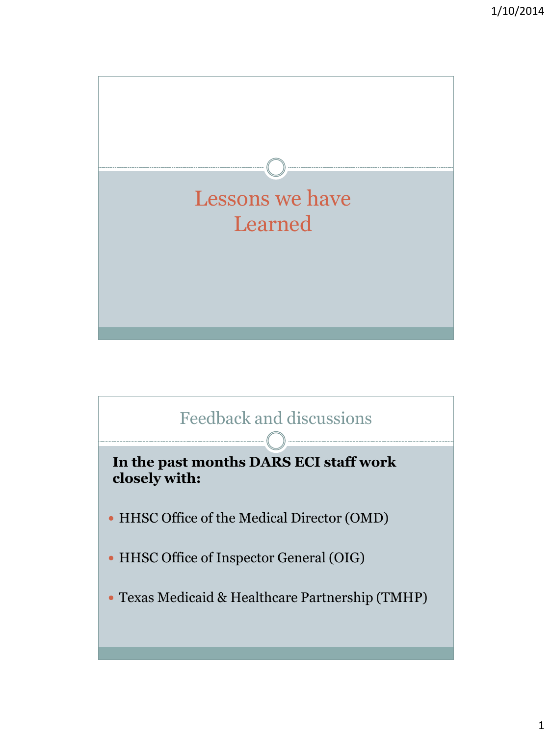# Lessons we have Learned

## Feedback and discussions

**In the past months DARS ECI staff work closely with:**

- HHSC Office of the Medical Director (OMD)
- HHSC Office of Inspector General (OIG)
- Texas Medicaid & Healthcare Partnership (TMHP)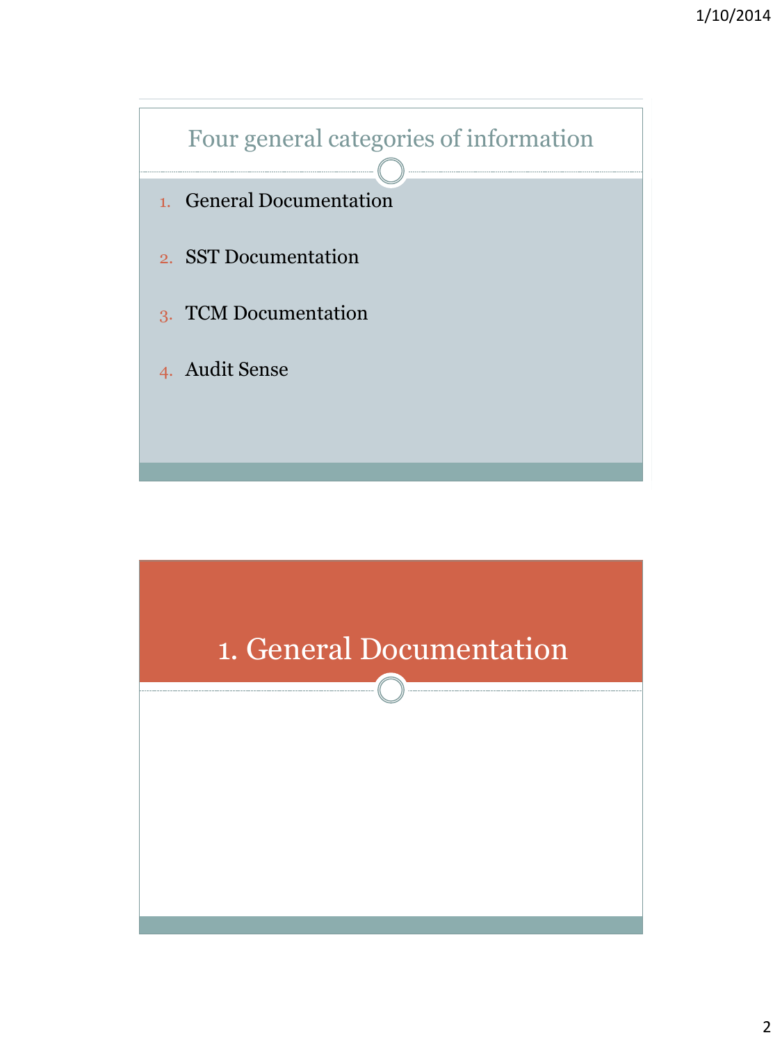## Four general categories of information

1. General Documentation
2. SST Documentation
3. TCM Documentation
4. Audit Sense

# 1. General Documentation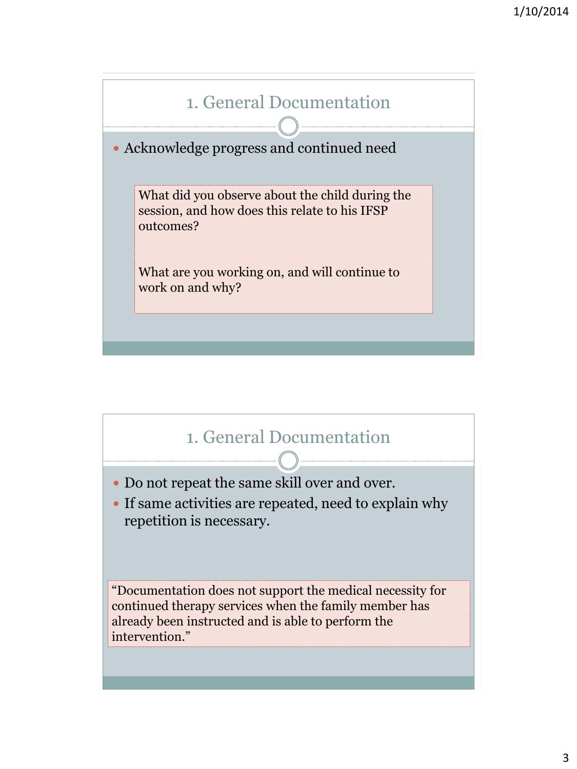## 1. General Documentation

- Acknowledge progress and continued need

What did you observe about the child during the session, and how does this relate to his IFSP outcomes?

What are you working on, and will continue to work on and why?

## 1. General Documentation

- Do not repeat the same skill over and over.
- If same activities are repeated, need to explain why repetition is necessary.

"Documentation does not support the medical necessity for continued therapy services when the family member has already been instructed and is able to perform the intervention."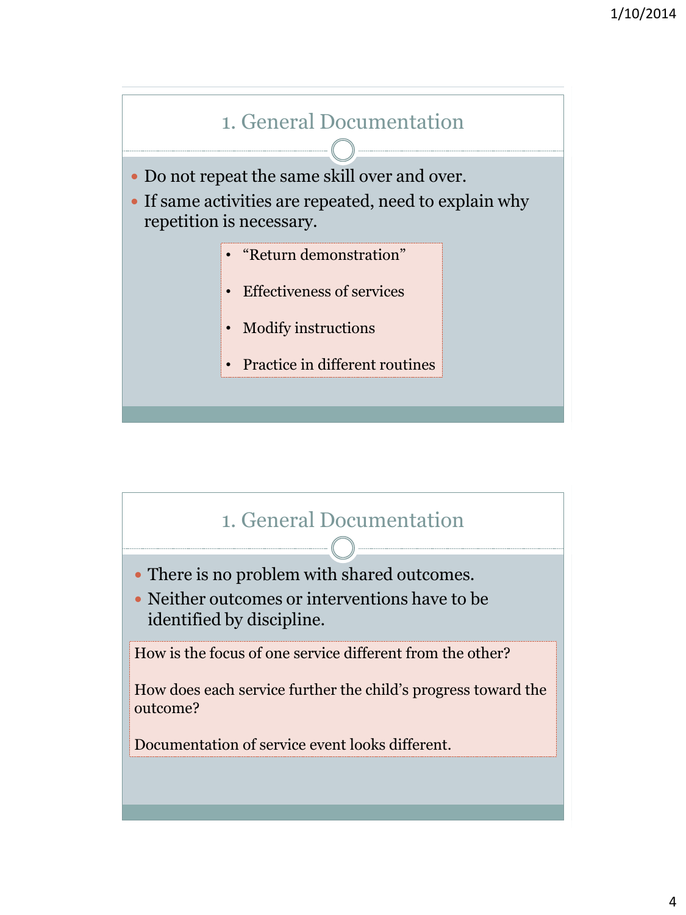## 1. General Documentation

- Do not repeat the same skill over and over.
- If same activities are repeated, need to explain why repetition is necessary.
  - "Return demonstration"
  - Effectiveness of services
  - Modify instructions
  - Practice in different routines

## 1. General Documentation

- There is no problem with shared outcomes.
- Neither outcomes or interventions have to be identified by discipline.

How is the focus of one service different from the other?

How does each service further the child's progress toward the outcome?

Documentation of service event looks different.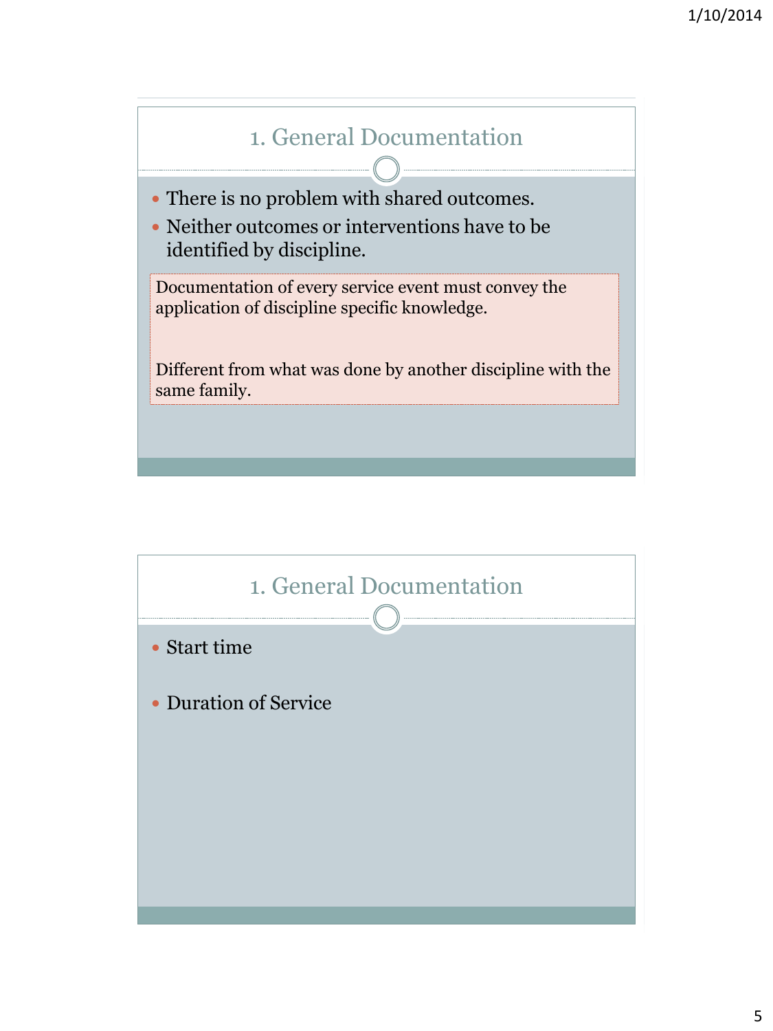## 1. General Documentation

- There is no problem with shared outcomes.
- Neither outcomes or interventions have to be identified by discipline.

Documentation of every service event must convey the application of discipline specific knowledge.

Different from what was done by another discipline with the same family.

## 1. General Documentation

- Start time
- Duration of Service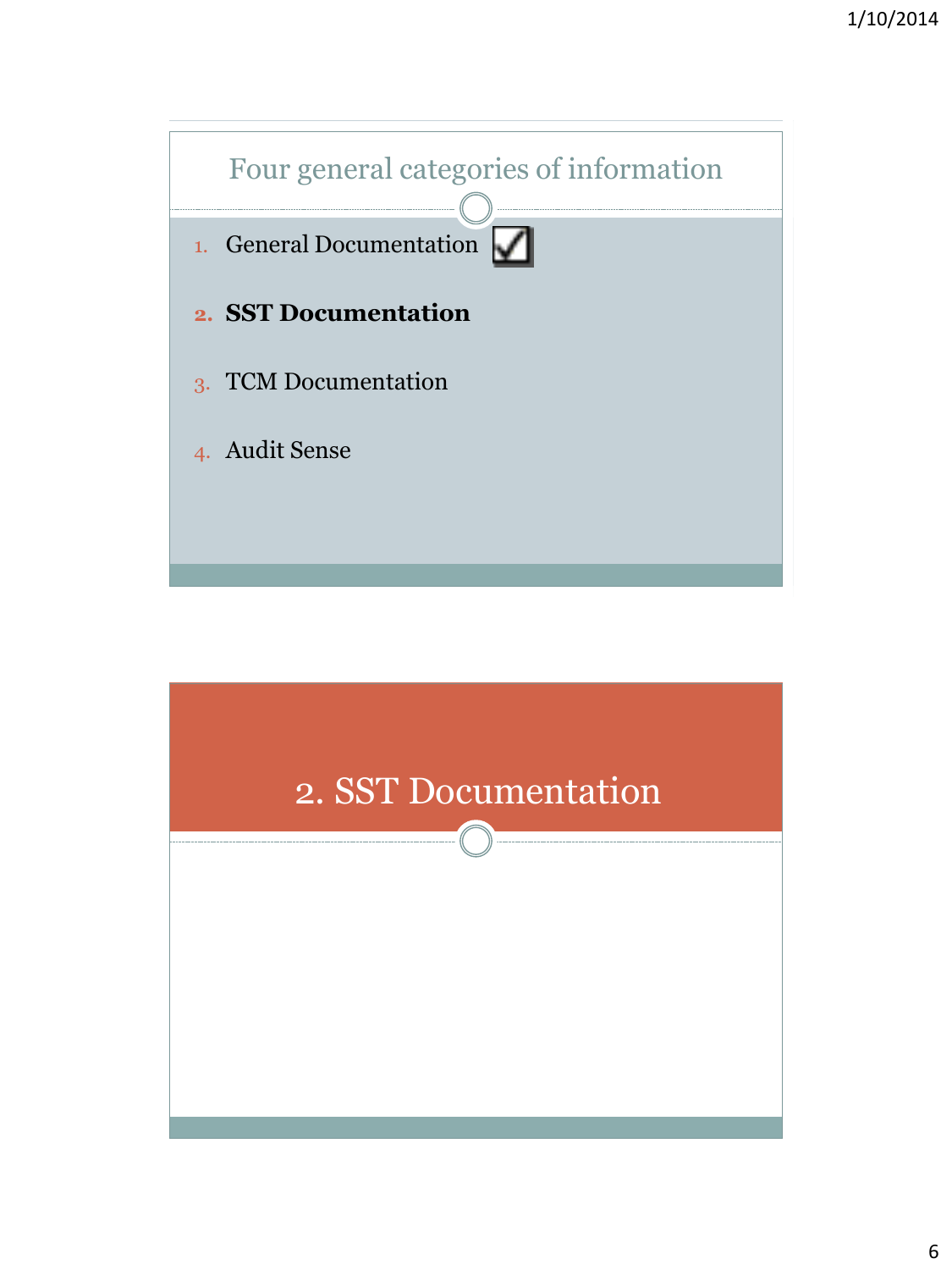## Four general categories of information

1. General Documentation ☑
2. **SST Documentation**
3. TCM Documentation
4. Audit Sense

## 2. SST Documentation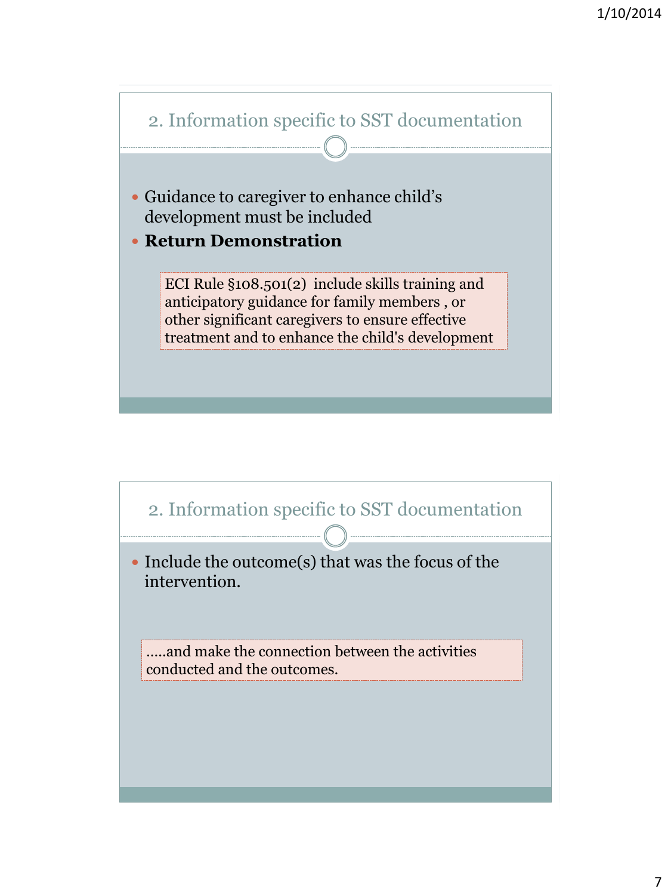## 2. Information specific to SST documentation

- Guidance to caregiver to enhance child's development must be included
- **Return Demonstration**

> ECI Rule §108.501(2) include skills training and anticipatory guidance for family members , or other significant caregivers to ensure effective treatment and to enhance the child's development

## 2. Information specific to SST documentation

- Include the outcome(s) that was the focus of the intervention.

> .....and make the connection between the activities conducted and the outcomes.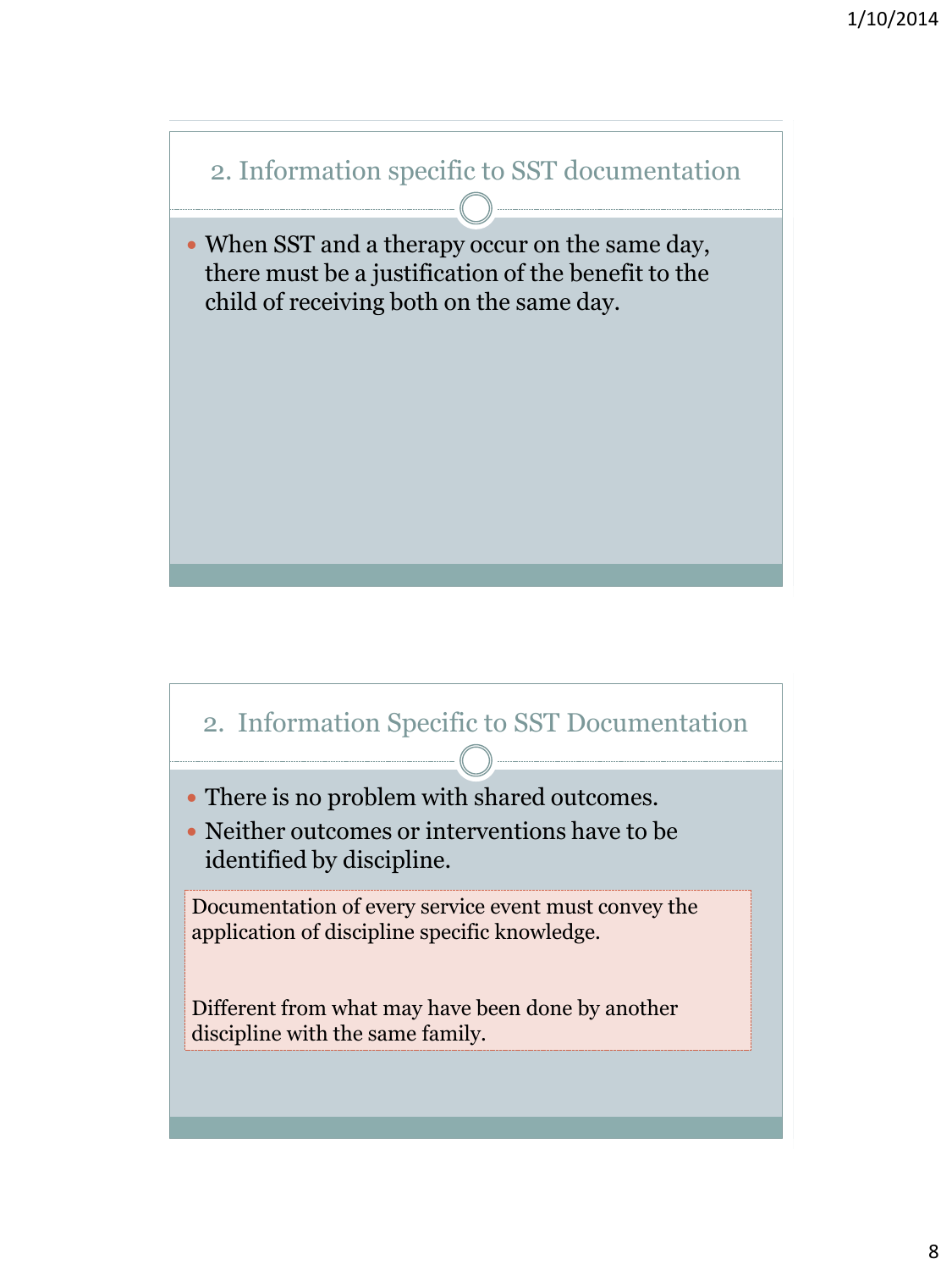## 2. Information specific to SST documentation

- When SST and a therapy occur on the same day, there must be a justification of the benefit to the child of receiving both on the same day.

## 2. Information Specific to SST Documentation

- There is no problem with shared outcomes.
- Neither outcomes or interventions have to be identified by discipline.

Documentation of every service event must convey the application of discipline specific knowledge.

Different from what may have been done by another discipline with the same family.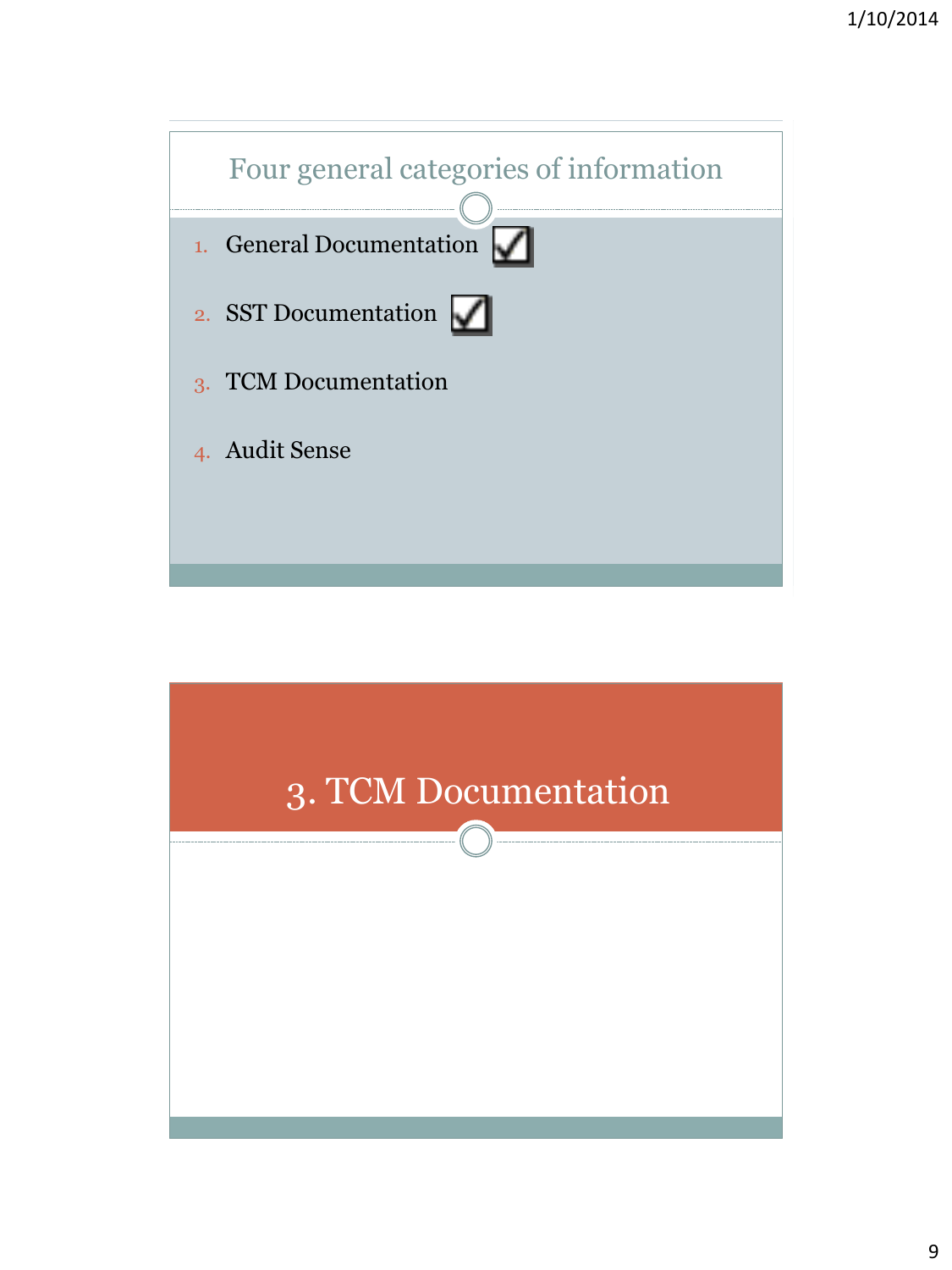## Four general categories of information

1. General Documentation ☑
2. SST Documentation ☑
3. TCM Documentation
4. Audit Sense

## 3. TCM Documentation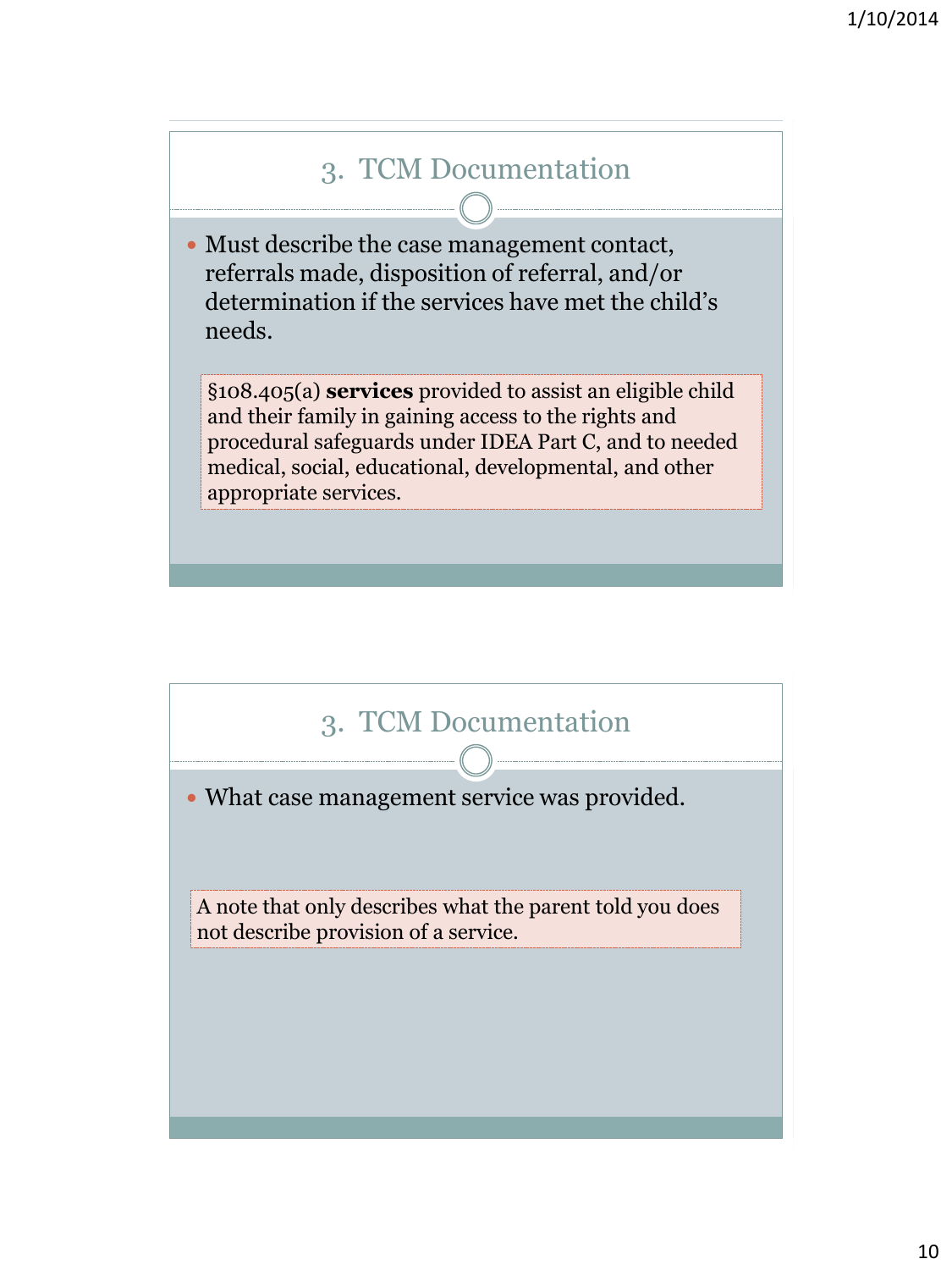## 3. TCM Documentation

- Must describe the case management contact, referrals made, disposition of referral, and/or determination if the services have met the child's needs.

> §108.405(a) **services** provided to assist an eligible child and their family in gaining access to the rights and procedural safeguards under IDEA Part C, and to needed medical, social, educational, developmental, and other appropriate services.

## 3. TCM Documentation

- What case management service was provided.

> A note that only describes what the parent told you does not describe provision of a service.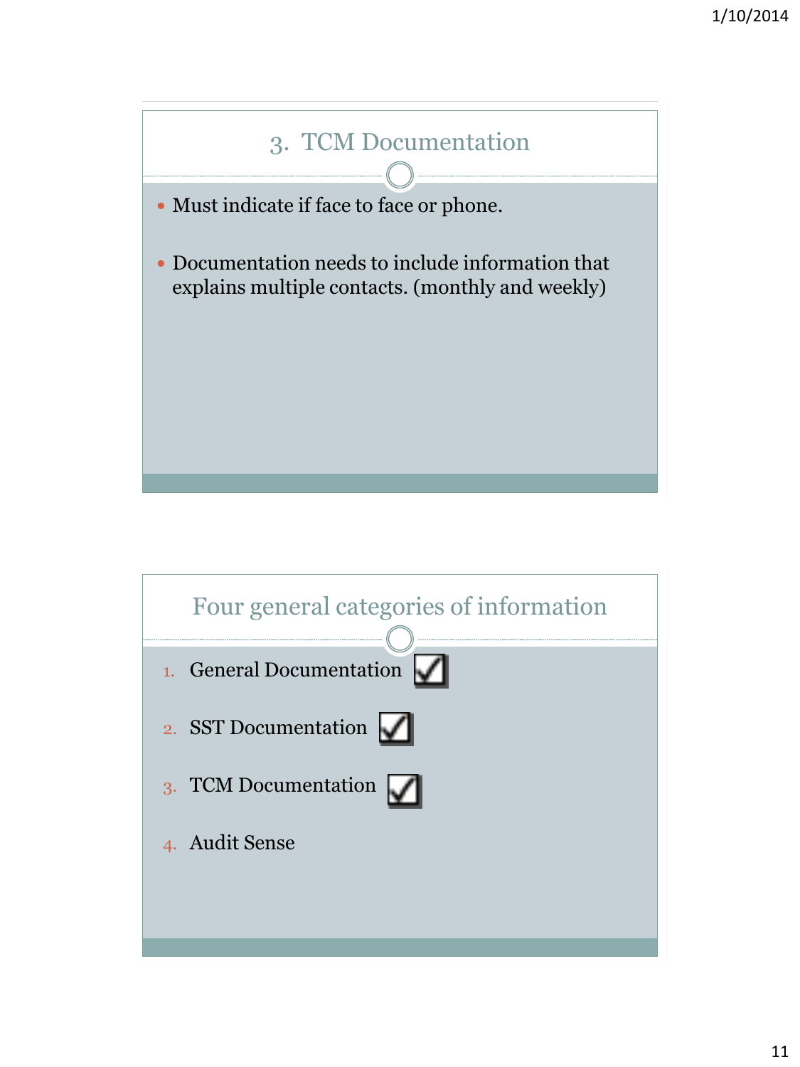## 3. TCM Documentation

- Must indicate if face to face or phone.
- Documentation needs to include information that explains multiple contacts. (monthly and weekly)

## Four general categories of information

1. General Documentation ☑
2. SST Documentation ☑
3. TCM Documentation ☑
4. Audit Sense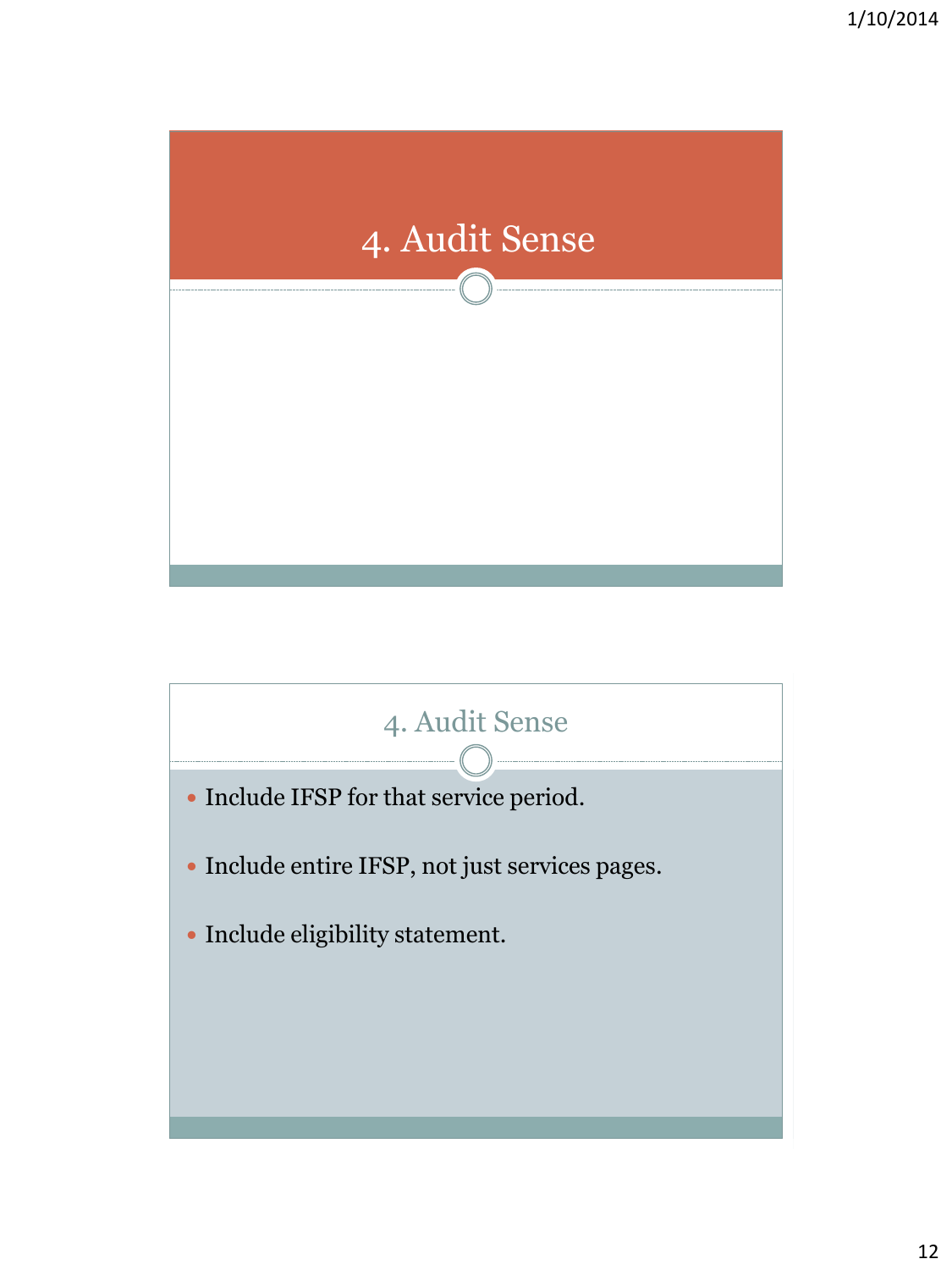# 4. Audit Sense

## 4. Audit Sense

- Include IFSP for that service period.
- Include entire IFSP, not just services pages.
- Include eligibility statement.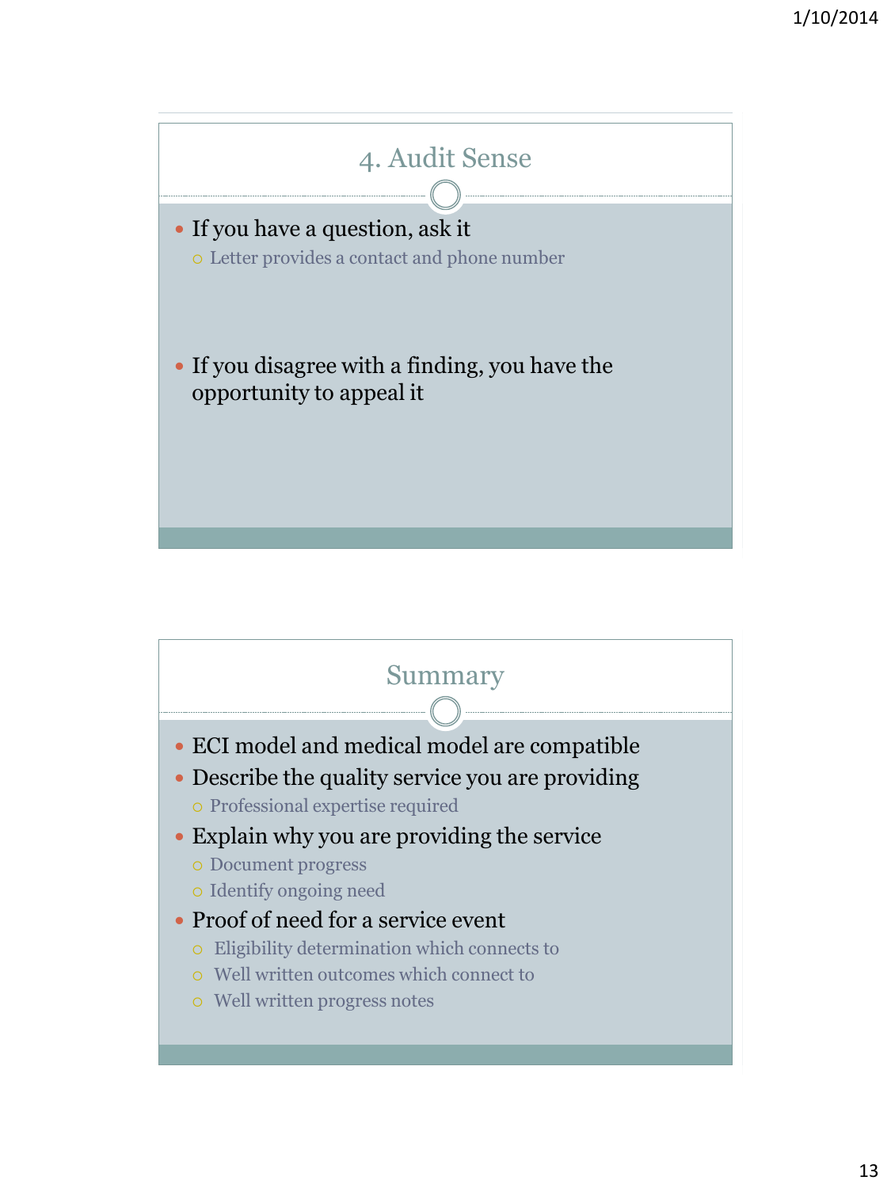## 4. Audit Sense

- If you have a question, ask it
  - Letter provides a contact and phone number
- If you disagree with a finding, you have the opportunity to appeal it

## Summary

- ECI model and medical model are compatible
- Describe the quality service you are providing
  - Professional expertise required
- Explain why you are providing the service
  - Document progress
  - Identify ongoing need
- Proof of need for a service event
  - Eligibility determination which connects to
  - Well written outcomes which connect to
  - Well written progress notes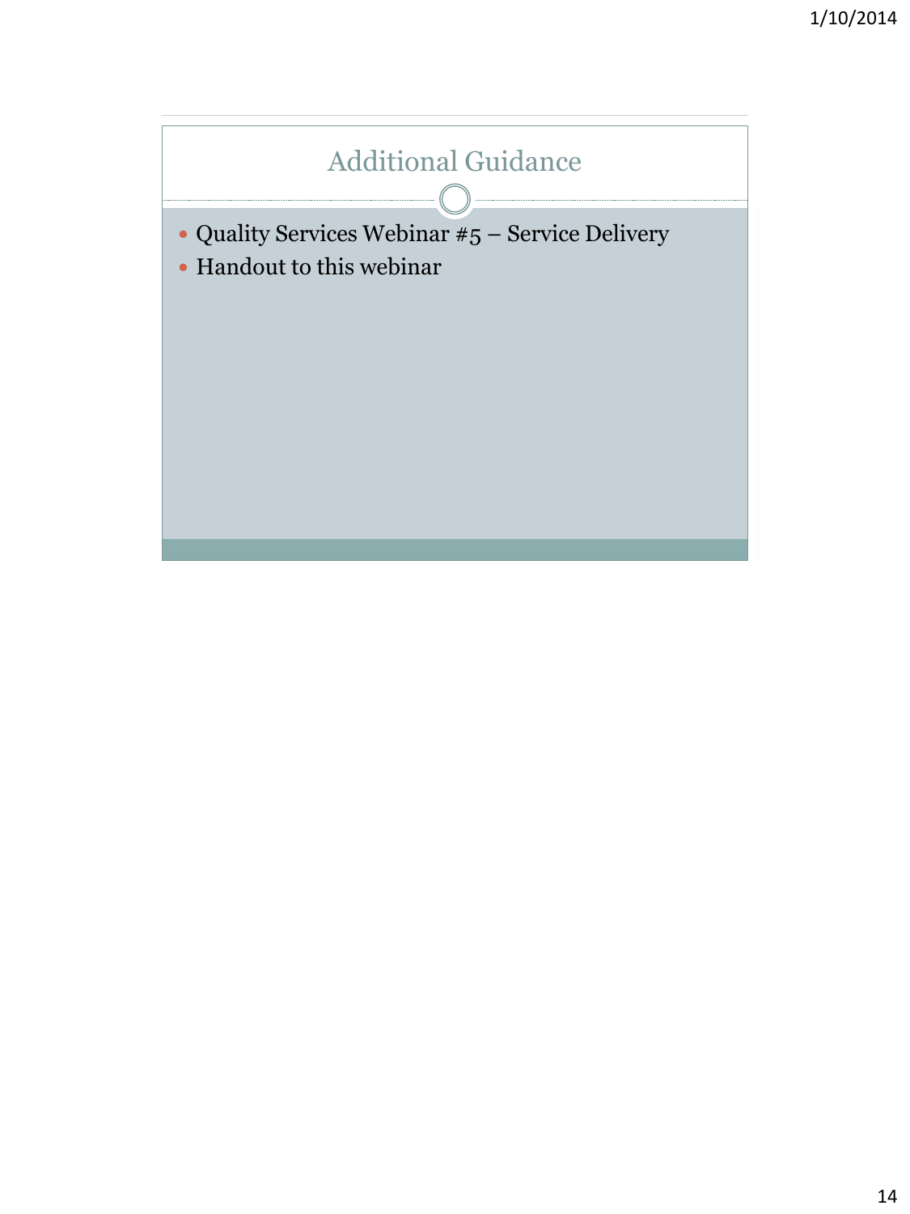# Additional Guidance

- Quality Services Webinar #5 – Service Delivery
- Handout to this webinar